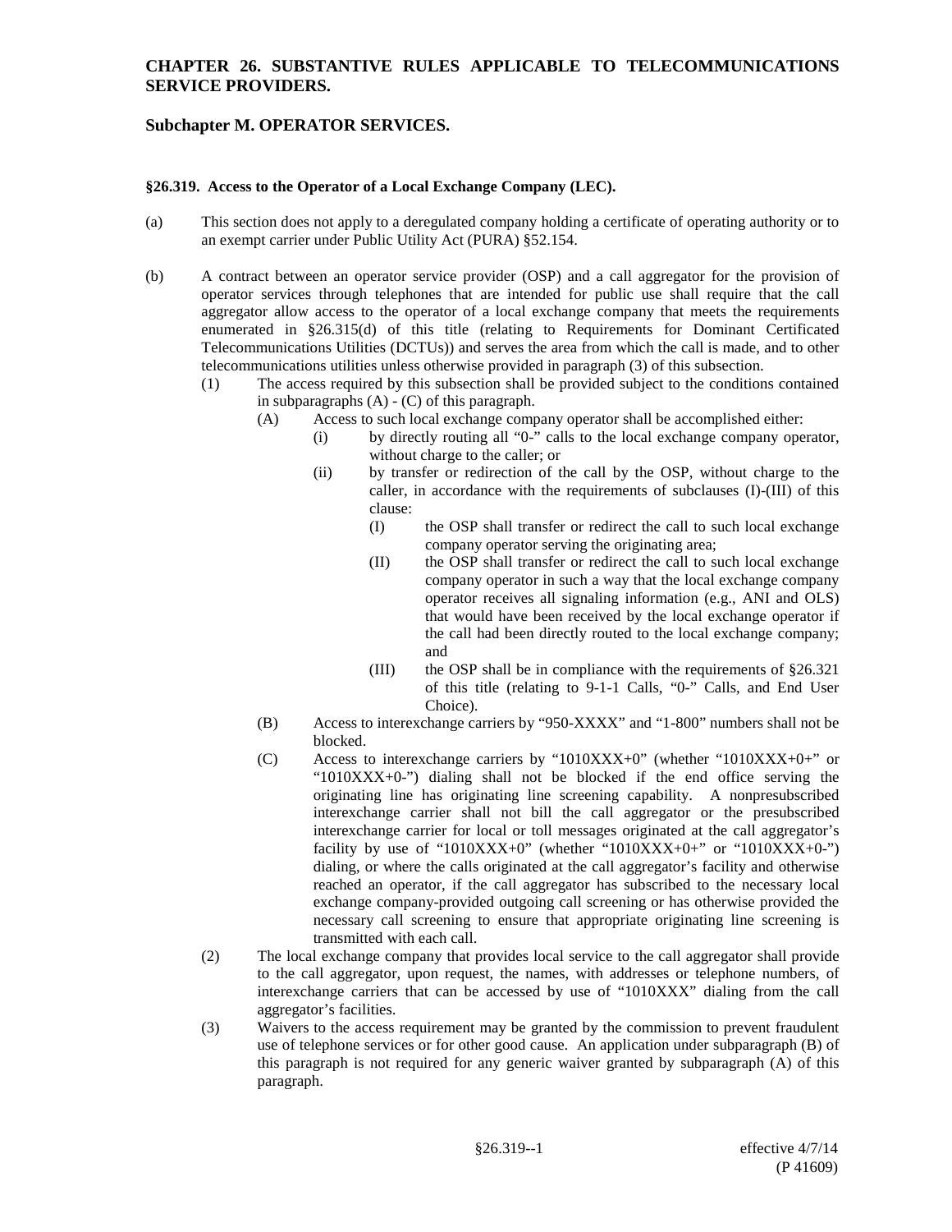# CHAPTER 26. SUBSTANTIVE RULES APPLICABLE TO TELECOMMUNICATIONS SERVICE PROVIDERS.

## Subchapter M. OPERATOR SERVICES.

### §26.319. Access to the Operator of a Local Exchange Company (LEC).

(a) This section does not apply to a deregulated company holding a certificate of operating authority or to an exempt carrier under Public Utility Act (PURA) §52.154.

(b) A contract between an operator service provider (OSP) and a call aggregator for the provision of operator services through telephones that are intended for public use shall require that the call aggregator allow access to the operator of a local exchange company that meets the requirements enumerated in §26.315(d) of this title (relating to Requirements for Dominant Certificated Telecommunications Utilities (DCTUs)) and serves the area from which the call is made, and to other telecommunications utilities unless otherwise provided in paragraph (3) of this subsection.

- (1) The access required by this subsection shall be provided subject to the conditions contained in subparagraphs (A) - (C) of this paragraph.
  - (A) Access to such local exchange company operator shall be accomplished either:
    - (i) by directly routing all "0-" calls to the local exchange company operator, without charge to the caller; or
    - (ii) by transfer or redirection of the call by the OSP, without charge to the caller, in accordance with the requirements of subclauses (I)-(III) of this clause:
      - (I) the OSP shall transfer or redirect the call to such local exchange company operator serving the originating area;
      - (II) the OSP shall transfer or redirect the call to such local exchange company operator in such a way that the local exchange company operator receives all signaling information (e.g., ANI and OLS) that would have been received by the local exchange operator if the call had been directly routed to the local exchange company; and
      - (III) the OSP shall be in compliance with the requirements of §26.321 of this title (relating to 9-1-1 Calls, "0-" Calls, and End User Choice).
  - (B) Access to interexchange carriers by "950-XXXX" and "1-800" numbers shall not be blocked.
  - (C) Access to interexchange carriers by "1010XXX+0" (whether "1010XXX+0+" or "1010XXX+0-") dialing shall not be blocked if the end office serving the originating line has originating line screening capability. A nonpresubscribed interexchange carrier shall not bill the call aggregator or the presubscribed interexchange carrier for local or toll messages originated at the call aggregator's facility by use of "1010XXX+0" (whether "1010XXX+0+" or "1010XXX+0-") dialing, or where the calls originated at the call aggregator's facility and otherwise reached an operator, if the call aggregator has subscribed to the necessary local exchange company-provided outgoing call screening or has otherwise provided the necessary call screening to ensure that appropriate originating line screening is transmitted with each call.
- (2) The local exchange company that provides local service to the call aggregator shall provide to the call aggregator, upon request, the names, with addresses or telephone numbers, of interexchange carriers that can be accessed by use of "1010XXX" dialing from the call aggregator's facilities.
- (3) Waivers to the access requirement may be granted by the commission to prevent fraudulent use of telephone services or for other good cause. An application under subparagraph (B) of this paragraph is not required for any generic waiver granted by subparagraph (A) of this paragraph.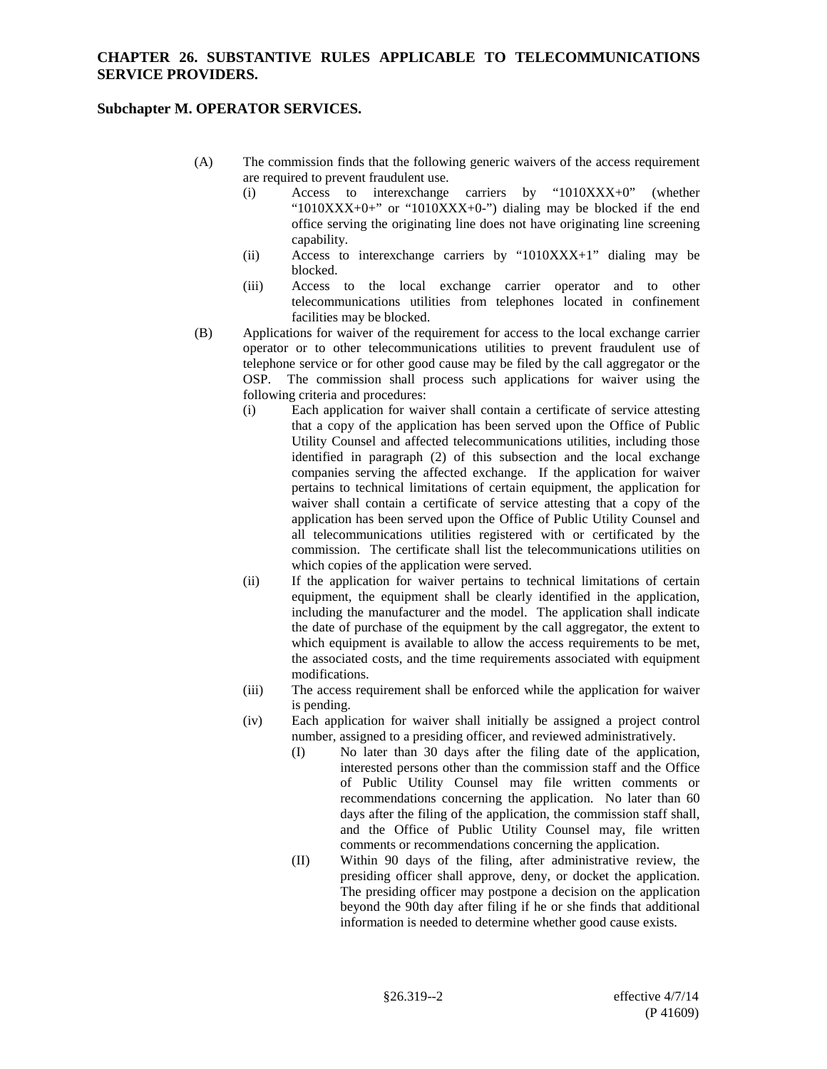- (A) The commission finds that the following generic waivers of the access requirement are required to prevent fraudulent use.
  - (i) Access to interexchange carriers by "1010XXX+0" (whether "1010XXX+0+" or "1010XXX+0-") dialing may be blocked if the end office serving the originating line does not have originating line screening capability.
  - (ii) Access to interexchange carriers by "1010XXX+1" dialing may be blocked.
  - (iii) Access to the local exchange carrier operator and to other telecommunications utilities from telephones located in confinement facilities may be blocked.
- (B) Applications for waiver of the requirement for access to the local exchange carrier operator or to other telecommunications utilities to prevent fraudulent use of telephone service or for other good cause may be filed by the call aggregator or the OSP. The commission shall process such applications for waiver using the following criteria and procedures:
  - (i) Each application for waiver shall contain a certificate of service attesting that a copy of the application has been served upon the Office of Public Utility Counsel and affected telecommunications utilities, including those identified in paragraph (2) of this subsection and the local exchange companies serving the affected exchange. If the application for waiver pertains to technical limitations of certain equipment, the application for waiver shall contain a certificate of service attesting that a copy of the application has been served upon the Office of Public Utility Counsel and all telecommunications utilities registered with or certificated by the commission. The certificate shall list the telecommunications utilities on which copies of the application were served.
  - (ii) If the application for waiver pertains to technical limitations of certain equipment, the equipment shall be clearly identified in the application, including the manufacturer and the model. The application shall indicate the date of purchase of the equipment by the call aggregator, the extent to which equipment is available to allow the access requirements to be met, the associated costs, and the time requirements associated with equipment modifications.
  - (iii) The access requirement shall be enforced while the application for waiver is pending.
  - (iv) Each application for waiver shall initially be assigned a project control number, assigned to a presiding officer, and reviewed administratively.
    - (I) No later than 30 days after the filing date of the application, interested persons other than the commission staff and the Office of Public Utility Counsel may file written comments or recommendations concerning the application. No later than 60 days after the filing of the application, the commission staff shall, and the Office of Public Utility Counsel may, file written comments or recommendations concerning the application.
    - (II) Within 90 days of the filing, after administrative review, the presiding officer shall approve, deny, or docket the application. The presiding officer may postpone a decision on the application beyond the 90th day after filing if he or she finds that additional information is needed to determine whether good cause exists.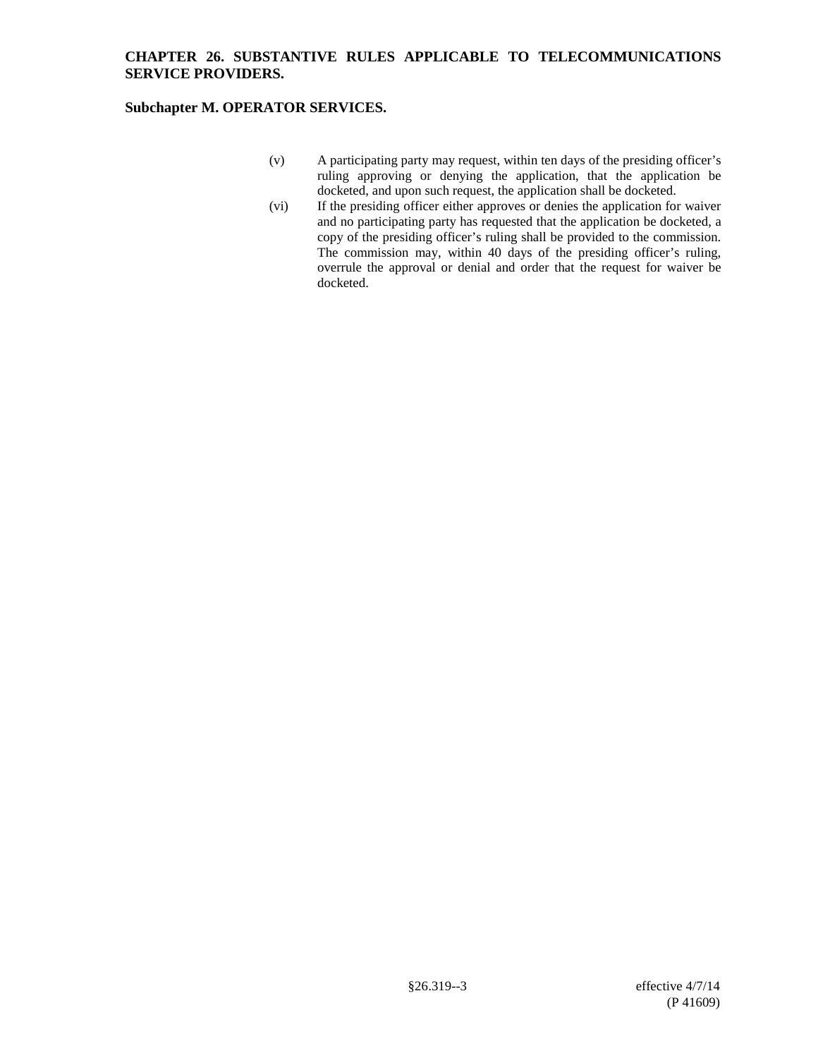(v) A participating party may request, within ten days of the presiding officer's ruling approving or denying the application, that the application be docketed, and upon such request, the application shall be docketed.

(vi) If the presiding officer either approves or denies the application for waiver and no participating party has requested that the application be docketed, a copy of the presiding officer's ruling shall be provided to the commission. The commission may, within 40 days of the presiding officer's ruling, overrule the approval or denial and order that the request for waiver be docketed.